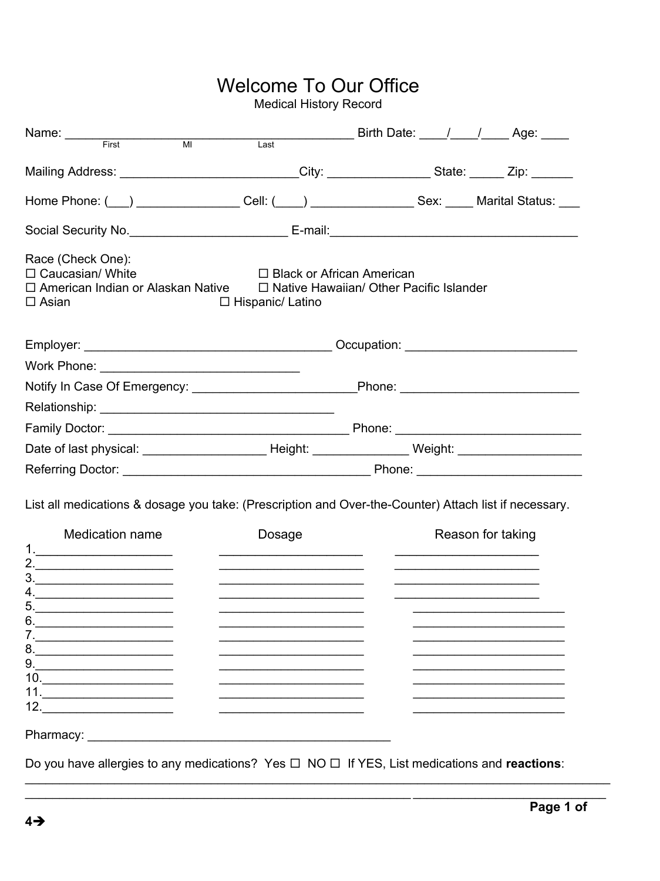# Welcome To Our Office

Medical History Record

Name: _________________________________________ Birth Date: ____/____/____ Age: ____
First MI Last

Mailing Address: _________________________City: _______________ State: _____ Zip: ______

Home Phone: (___) _______________ Cell: (____) _______________ Sex: ____ Marital Status: ___

Social Security No._______________________ E-mail:____________________________________

Race (Check One):

☐ Caucasian/ White ☐ Black or African American
☐ American Indian or Alaskan Native ☐ Native Hawaiian/ Other Pacific Islander
☐ Asian ☐ Hispanic/ Latino

Employer: ___________________________________ Occupation: ________________________

Work Phone: _____________________________

Notify In Case Of Emergency: ________________________Phone: _________________________

Relationship: __________________________________

Family Doctor: ___________________________________ Phone: __________________________

Date of last physical: _________________ Height: ______________ Weight: _________________

Referring Doctor: ___________________________________ Phone: ________________________

List all medications & dosage you take: (Prescription and Over-the-Counter) Attach list if necessary.

| | Medication name | Dosage | Reason for taking |
|---|---|---|---|
| 1. | ____________________ | ____________________ | ____________________ |
| 2. | ____________________ | ____________________ | ____________________ |
| 3. | ____________________ | ____________________ | ____________________ |
| 4. | ____________________ | ____________________ | ____________________ |
| 5. | ____________________ | ____________________ | ____________________ |
| 6. | ____________________ | ____________________ | ____________________ |
| 7. | ____________________ | ____________________ | ____________________ |
| 8. | ____________________ | ____________________ | ____________________ |
| 9. | ____________________ | ____________________ | ____________________ |
| 10. | ____________________ | ____________________ | ____________________ |
| 11. | ____________________ | ____________________ | ____________________ |
| 12. | ____________________ | ____________________ | ____________________ |

Pharmacy: ____________________________________________

Do you have allergies to any medications? Yes ☐ NO ☐ If YES, List medications and **reactions**:

______________________________________________________________________________________

______________________________________________________________________________________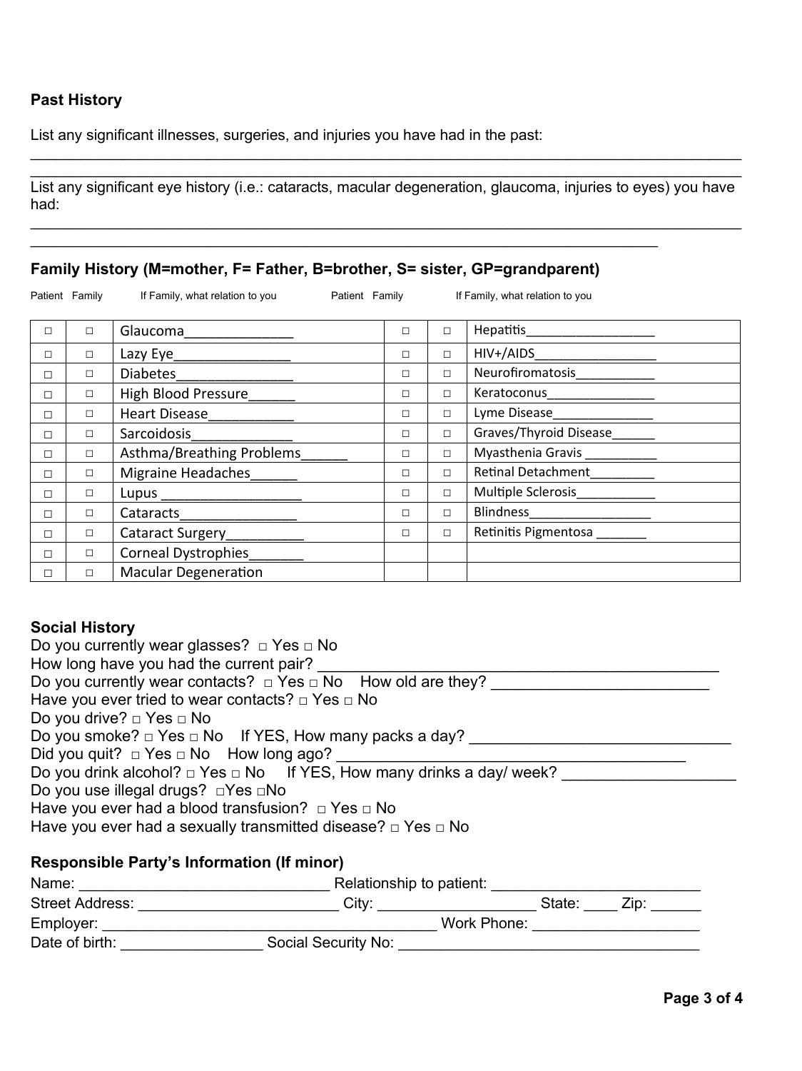**Past History**

List any significant illnesses, surgeries, and injuries you have had in the past:

\_\_\_\_\_\_\_\_\_\_\_\_\_\_\_\_\_\_\_\_\_\_\_\_\_\_\_\_\_\_\_\_\_\_\_\_\_\_\_\_\_\_\_\_\_\_\_\_\_\_\_\_\_\_\_\_\_\_\_\_\_\_\_\_\_\_\_\_\_\_\_\_\_\_\_\_\_\_

\_\_\_\_\_\_\_\_\_\_\_\_\_\_\_\_\_\_\_\_\_\_\_\_\_\_\_\_\_\_\_\_\_\_\_\_\_\_\_\_\_\_\_\_\_\_\_\_\_\_\_\_\_\_\_\_\_\_\_\_\_\_\_\_\_\_\_\_\_\_\_\_\_\_\_\_\_\_

List any significant eye history (i.e.: cataracts, macular degeneration, glaucoma, injuries to eyes) you have had:

\_\_\_\_\_\_\_\_\_\_\_\_\_\_\_\_\_\_\_\_\_\_\_\_\_\_\_\_\_\_\_\_\_\_\_\_\_\_\_\_\_\_\_\_\_\_\_\_\_\_\_\_\_\_\_\_\_\_\_\_\_\_\_\_\_\_\_\_\_\_\_\_\_\_\_\_\_\_

\_\_\_\_\_\_\_\_\_\_\_\_\_\_\_\_\_\_\_\_\_\_\_\_\_\_\_\_\_\_\_\_\_\_\_\_\_\_\_\_\_\_\_\_\_\_\_\_\_\_\_\_\_\_\_\_\_\_\_\_\_\_\_\_\_\_\_\_\_\_\_

**Family History (M=mother, F= Father, B=brother, S= sister, GP=grandparent)**

| Patient | Family | If Family, what relation to you | Patient | Family | If Family, what relation to you |
|---|---|---|---|---|---|
| □ | □ | Glaucoma______________ | □ | □ | Hepatitis__________________ |
| □ | □ | Lazy Eye________________ | □ | □ | HIV+/AIDS_________________ |
| □ | □ | Diabetes________________ | □ | □ | Neurofiromatosis___________ |
| □ | □ | High Blood Pressure______ | □ | □ | Keratoconus_______________ |
| □ | □ | Heart Disease____________ | □ | □ | Lyme Disease______________ |
| □ | □ | Sarcoidosis______________ | □ | □ | Graves/Thyroid Disease______ |
| □ | □ | Asthma/Breathing Problems______ | □ | □ | Myasthenia Gravis __________ |
| □ | □ | Migraine Headaches______ | □ | □ | Retinal Detachment_________ |
| □ | □ | Lupus ___________________ | □ | □ | Multiple Sclerosis___________ |
| □ | □ | Cataracts________________ | □ | □ | Blindness_________________ |
| □ | □ | Cataract Surgery___________ | □ | □ | Retinitis Pigmentosa _______ |
| □ | □ | Corneal Dystrophies_______ | | | |
| □ | □ | Macular Degeneration | | | |

**Social History**

Do you currently wear glasses? □ Yes □ No
How long have you had the current pair? \_\_\_\_\_\_\_\_\_\_\_\_\_\_\_\_\_\_\_\_\_\_\_\_\_\_\_\_\_\_\_\_\_\_\_\_\_\_\_\_\_\_\_\_\_\_
Do you currently wear contacts? □ Yes □ No How old are they? \_\_\_\_\_\_\_\_\_\_\_\_\_\_\_\_\_\_\_\_\_\_\_\_\_\_
Have you ever tried to wear contacts? □ Yes □ No
Do you drive? □ Yes □ No
Do you smoke? □ Yes □ No If YES, How many packs a day? \_\_\_\_\_\_\_\_\_\_\_\_\_\_\_\_\_\_\_\_\_\_\_\_\_\_\_\_\_\_\_
Did you quit? □ Yes □ No How long ago? \_\_\_\_\_\_\_\_\_\_\_\_\_\_\_\_\_\_\_\_\_\_\_\_\_\_\_\_\_\_\_\_\_\_\_\_\_\_\_\_\_
Do you drink alcohol? □ Yes □ No If YES, How many drinks a day/ week? \_\_\_\_\_\_\_\_\_\_\_\_\_\_\_\_\_\_\_\_
Do you use illegal drugs? □Yes □No
Have you ever had a blood transfusion? □ Yes □ No
Have you ever had a sexually transmitted disease? □ Yes □ No

**Responsible Party's Information (If minor)**

Name: \_\_\_\_\_\_\_\_\_\_\_\_\_\_\_\_\_\_\_\_\_\_\_\_\_\_\_\_\_\_ Relationship to patient: \_\_\_\_\_\_\_\_\_\_\_\_\_\_\_\_\_\_\_\_\_\_\_\_\_\_
Street Address: \_\_\_\_\_\_\_\_\_\_\_\_\_\_\_\_\_\_\_\_\_\_\_\_\_ City: \_\_\_\_\_\_\_\_\_\_\_\_\_\_\_\_\_\_\_\_ State: \_\_\_\_ Zip: \_\_\_\_\_\_
Employer: \_\_\_\_\_\_\_\_\_\_\_\_\_\_\_\_\_\_\_\_\_\_\_\_\_\_\_\_\_\_\_\_\_\_\_\_\_\_\_\_\_\_ Work Phone: \_\_\_\_\_\_\_\_\_\_\_\_\_\_\_\_\_\_\_\_\_
Date of birth: \_\_\_\_\_\_\_\_\_\_\_\_\_\_\_\_\_ Social Security No: \_\_\_\_\_\_\_\_\_\_\_\_\_\_\_\_\_\_\_\_\_\_\_\_\_\_\_\_\_\_\_\_\_\_\_\_\_\_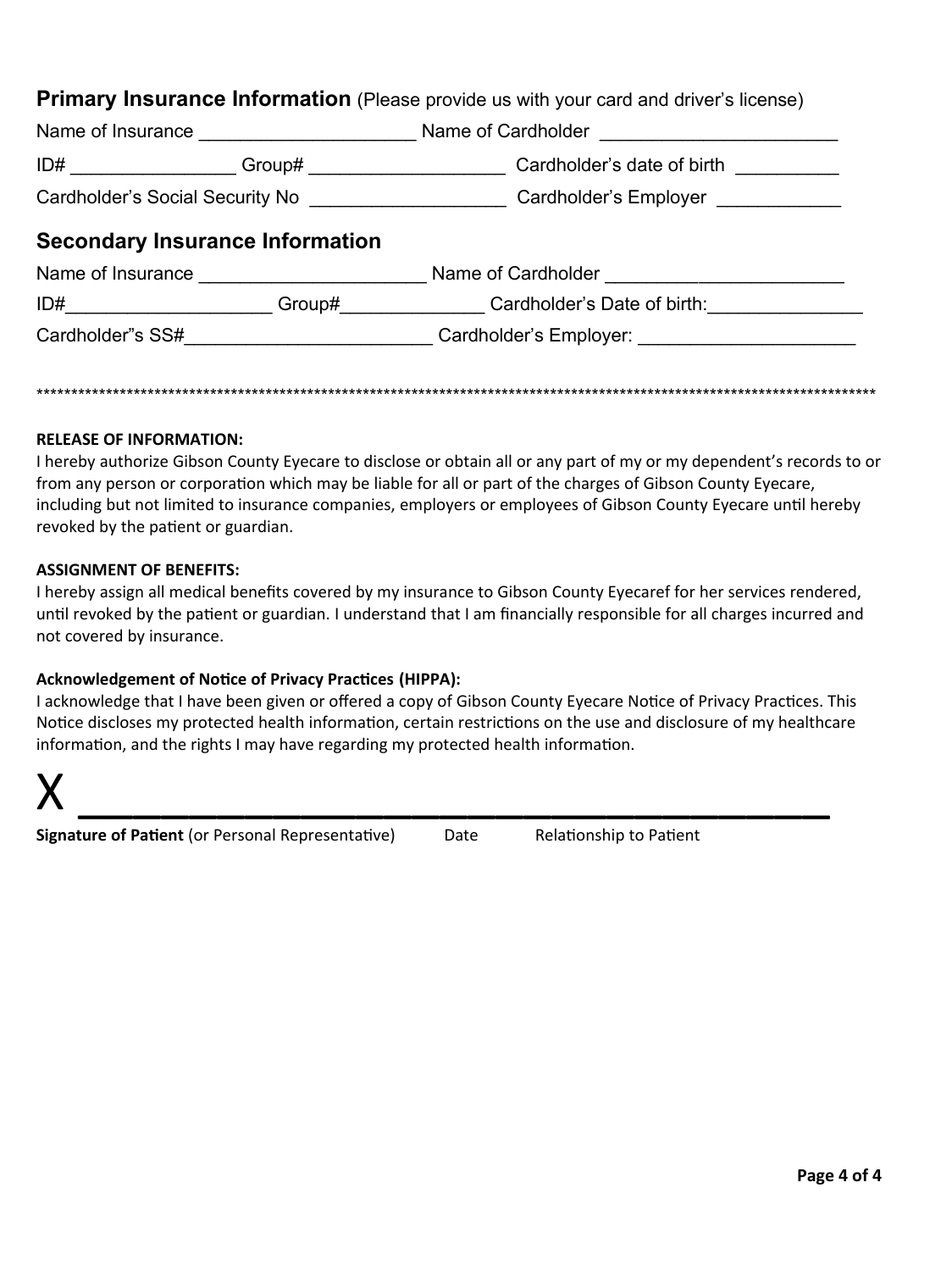## Primary Insurance Information (Please provide us with your card and driver's license)

Name of Insurance ____________________ Name of Cardholder ______________________

ID# _______________ Group# __________________ Cardholder's date of birth __________

Cardholder's Social Security No __________________ Cardholder's Employer ____________

## Secondary Insurance Information

Name of Insurance ____________________ Name of Cardholder ______________________

ID#___________________ Group#_____________ Cardholder's Date of birth:______________

Cardholder"s SS#______________________ Cardholder's Employer: ____________________

******************************************************************************************************************************

**RELEASE OF INFORMATION:**

I hereby authorize Gibson County Eyecare to disclose or obtain all or any part of my or my dependent's records to or from any person or corporation which may be liable for all or part of the charges of Gibson County Eyecare, including but not limited to insurance companies, employers or employees of Gibson County Eyecare until hereby revoked by the patient or guardian.

**ASSIGNMENT OF BENEFITS:**

I hereby assign all medical benefits covered by my insurance to Gibson County Eyecaref for her services rendered, until revoked by the patient or guardian. I understand that I am financially responsible for all charges incurred and not covered by insurance.

**Acknowledgement of Notice of Privacy Practices (HIPPA):**

I acknowledge that I have been given or offered a copy of Gibson County Eyecare Notice of Privacy Practices. This Notice discloses my protected health information, certain restrictions on the use and disclosure of my healthcare information, and the rights I may have regarding my protected health information.

X ________________________________________

**Signature of Patient** (or Personal Representative) Date Relationship to Patient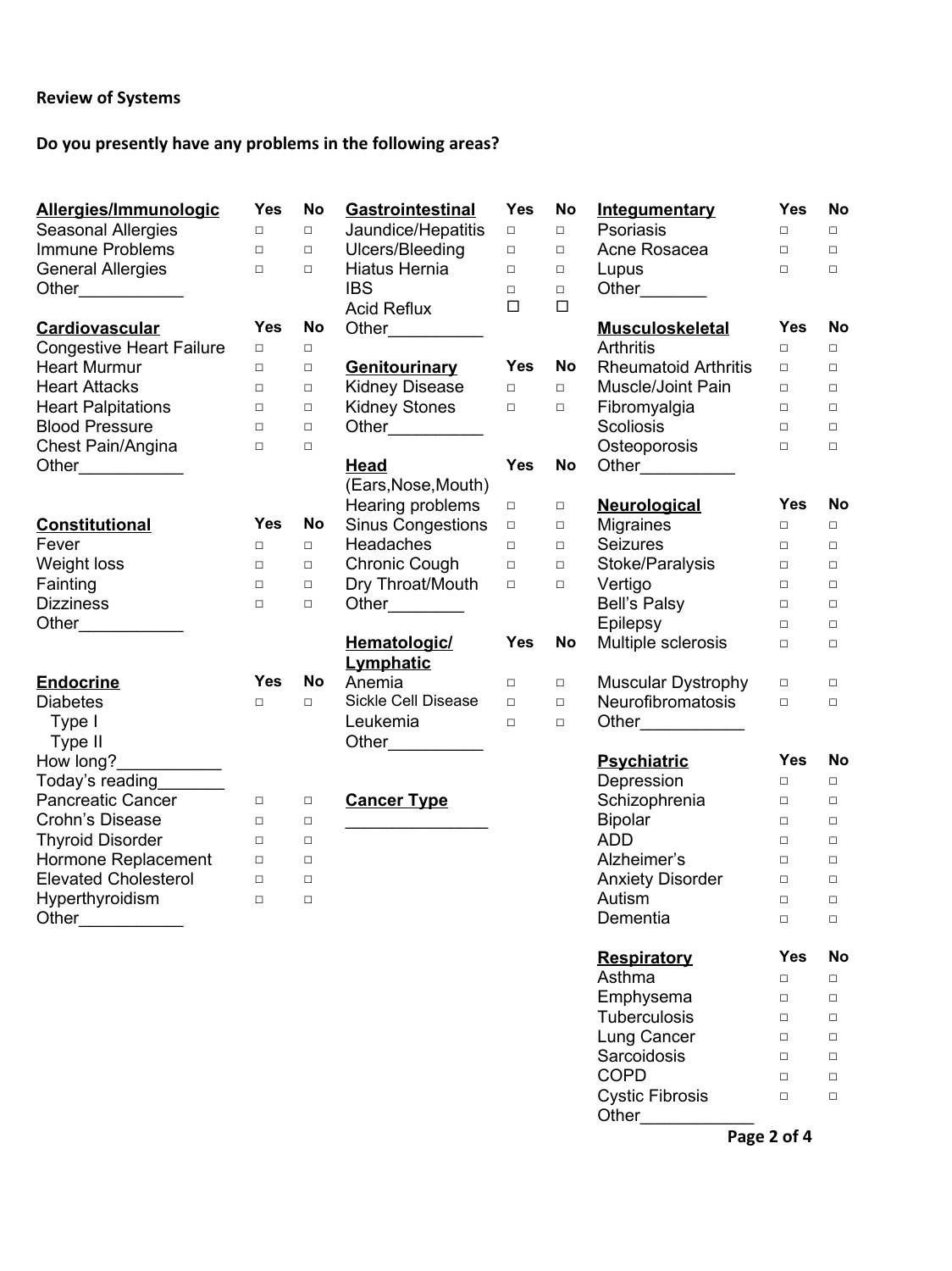**Review of Systems**

**Do you presently have any problems in the following areas?**

| Allergies/Immunologic | Yes | No |
|---|---|---|
| Seasonal Allergies | □ | □ |
| Immune Problems | □ | □ |
| General Allergies | □ | □ |
| Other___________ | | |

| Cardiovascular | Yes | No |
|---|---|---|
| Congestive Heart Failure | □ | □ |
| Heart Murmur | □ | □ |
| Heart Attacks | □ | □ |
| Heart Palpitations | □ | □ |
| Blood Pressure | □ | □ |
| Chest Pain/Angina | □ | □ |
| Other___________ | | |

| Constitutional | Yes | No |
|---|---|---|
| Fever | □ | □ |
| Weight loss | □ | □ |
| Fainting | □ | □ |
| Dizziness | □ | □ |
| Other___________ | | |

| Endocrine | Yes | No |
|---|---|---|
| Diabetes | □ | □ |
| Type I | | |
| Type II | | |
| How long?___________ | | |
| Today's reading_______ | | |
| Pancreatic Cancer | □ | □ |
| Crohn's Disease | □ | □ |
| Thyroid Disorder | □ | □ |
| Hormone Replacement | □ | □ |
| Elevated Cholesterol | □ | □ |
| Hyperthyroidism | □ | □ |
| Other___________ | | |

| Gastrointestinal | Yes | No |
|---|---|---|
| Jaundice/Hepatitis | □ | □ |
| Ulcers/Bleeding | □ | □ |
| Hiatus Hernia | □ | □ |
| IBS | □ | □ |
| Acid Reflux | ☐ | ☐ |
| Other__________ | | |

| Genitourinary | Yes | No |
|---|---|---|
| Kidney Disease | □ | □ |
| Kidney Stones | □ | □ |
| Other__________ | | |

| Head (Ears,Nose,Mouth) | Yes | No |
|---|---|---|
| Hearing problems | □ | □ |
| Sinus Congestions | □ | □ |
| Headaches | □ | □ |
| Chronic Cough | □ | □ |
| Dry Throat/Mouth | □ | □ |
| Other________ | | |

| Hematologic/ Lymphatic | Yes | No |
|---|---|---|
| Anemia | □ | □ |
| Sickle Cell Disease | □ | □ |
| Leukemia | □ | □ |
| Other__________ | | |

**Cancer Type**

_______________

| Integumentary | Yes | No |
|---|---|---|
| Psoriasis | □ | □ |
| Acne Rosacea | □ | □ |
| Lupus | □ | □ |
| Other_______ | | |

| Musculoskeletal | Yes | No |
|---|---|---|
| Arthritis | □ | □ |
| Rheumatoid Arthritis | □ | □ |
| Muscle/Joint Pain | □ | □ |
| Fibromyalgia | □ | □ |
| Scoliosis | □ | □ |
| Osteoporosis | □ | □ |
| Other__________ | | |

| Neurological | Yes | No |
|---|---|---|
| Migraines | □ | □ |
| Seizures | □ | □ |
| Stoke/Paralysis | □ | □ |
| Vertigo | □ | □ |
| Bell's Palsy | □ | □ |
| Epilepsy | □ | □ |
| Multiple sclerosis | □ | □ |
| Muscular Dystrophy | □ | □ |
| Neurofibromatosis | □ | □ |
| Other___________ | | |

| Psychiatric | Yes | No |
|---|---|---|
| Depression | □ | □ |
| Schizophrenia | □ | □ |
| Bipolar | □ | □ |
| ADD | □ | □ |
| Alzheimer's | □ | □ |
| Anxiety Disorder | □ | □ |
| Autism | □ | □ |
| Dementia | □ | □ |

| Respiratory | Yes | No |
|---|---|---|
| Asthma | □ | □ |
| Emphysema | □ | □ |
| Tuberculosis | □ | □ |
| Lung Cancer | □ | □ |
| Sarcoidosis | □ | □ |
| COPD | □ | □ |
| Cystic Fibrosis | □ | □ |
| Other____________ | | |